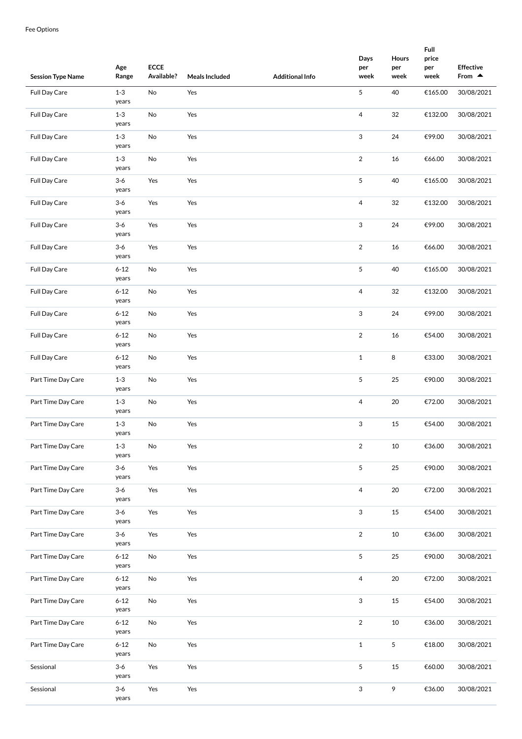Fee Options

| Session Type Name | Age Range | ECCE Available? | Meals Included | Additional Info | Days per week | Hours per week | Full price per week | Effective From ▲ |
|---|---|---|---|---|---|---|---|---|
| Full Day Care | 1-3 years | No | Yes | | 5 | 40 | €165.00 | 30/08/2021 |
| Full Day Care | 1-3 years | No | Yes | | 4 | 32 | €132.00 | 30/08/2021 |
| Full Day Care | 1-3 years | No | Yes | | 3 | 24 | €99.00 | 30/08/2021 |
| Full Day Care | 1-3 years | No | Yes | | 2 | 16 | €66.00 | 30/08/2021 |
| Full Day Care | 3-6 years | Yes | Yes | | 5 | 40 | €165.00 | 30/08/2021 |
| Full Day Care | 3-6 years | Yes | Yes | | 4 | 32 | €132.00 | 30/08/2021 |
| Full Day Care | 3-6 years | Yes | Yes | | 3 | 24 | €99.00 | 30/08/2021 |
| Full Day Care | 3-6 years | Yes | Yes | | 2 | 16 | €66.00 | 30/08/2021 |
| Full Day Care | 6-12 years | No | Yes | | 5 | 40 | €165.00 | 30/08/2021 |
| Full Day Care | 6-12 years | No | Yes | | 4 | 32 | €132.00 | 30/08/2021 |
| Full Day Care | 6-12 years | No | Yes | | 3 | 24 | €99.00 | 30/08/2021 |
| Full Day Care | 6-12 years | No | Yes | | 2 | 16 | €54.00 | 30/08/2021 |
| Full Day Care | 6-12 years | No | Yes | | 1 | 8 | €33.00 | 30/08/2021 |
| Part Time Day Care | 1-3 years | No | Yes | | 5 | 25 | €90.00 | 30/08/2021 |
| Part Time Day Care | 1-3 years | No | Yes | | 4 | 20 | €72.00 | 30/08/2021 |
| Part Time Day Care | 1-3 years | No | Yes | | 3 | 15 | €54.00 | 30/08/2021 |
| Part Time Day Care | 1-3 years | No | Yes | | 2 | 10 | €36.00 | 30/08/2021 |
| Part Time Day Care | 3-6 years | Yes | Yes | | 5 | 25 | €90.00 | 30/08/2021 |
| Part Time Day Care | 3-6 years | Yes | Yes | | 4 | 20 | €72.00 | 30/08/2021 |
| Part Time Day Care | 3-6 years | Yes | Yes | | 3 | 15 | €54.00 | 30/08/2021 |
| Part Time Day Care | 3-6 years | Yes | Yes | | 2 | 10 | €36.00 | 30/08/2021 |
| Part Time Day Care | 6-12 years | No | Yes | | 5 | 25 | €90.00 | 30/08/2021 |
| Part Time Day Care | 6-12 years | No | Yes | | 4 | 20 | €72.00 | 30/08/2021 |
| Part Time Day Care | 6-12 years | No | Yes | | 3 | 15 | €54.00 | 30/08/2021 |
| Part Time Day Care | 6-12 years | No | Yes | | 2 | 10 | €36.00 | 30/08/2021 |
| Part Time Day Care | 6-12 years | No | Yes | | 1 | 5 | €18.00 | 30/08/2021 |
| Sessional | 3-6 years | Yes | Yes | | 5 | 15 | €60.00 | 30/08/2021 |
| Sessional | 3-6 years | Yes | Yes | | 3 | 9 | €36.00 | 30/08/2021 |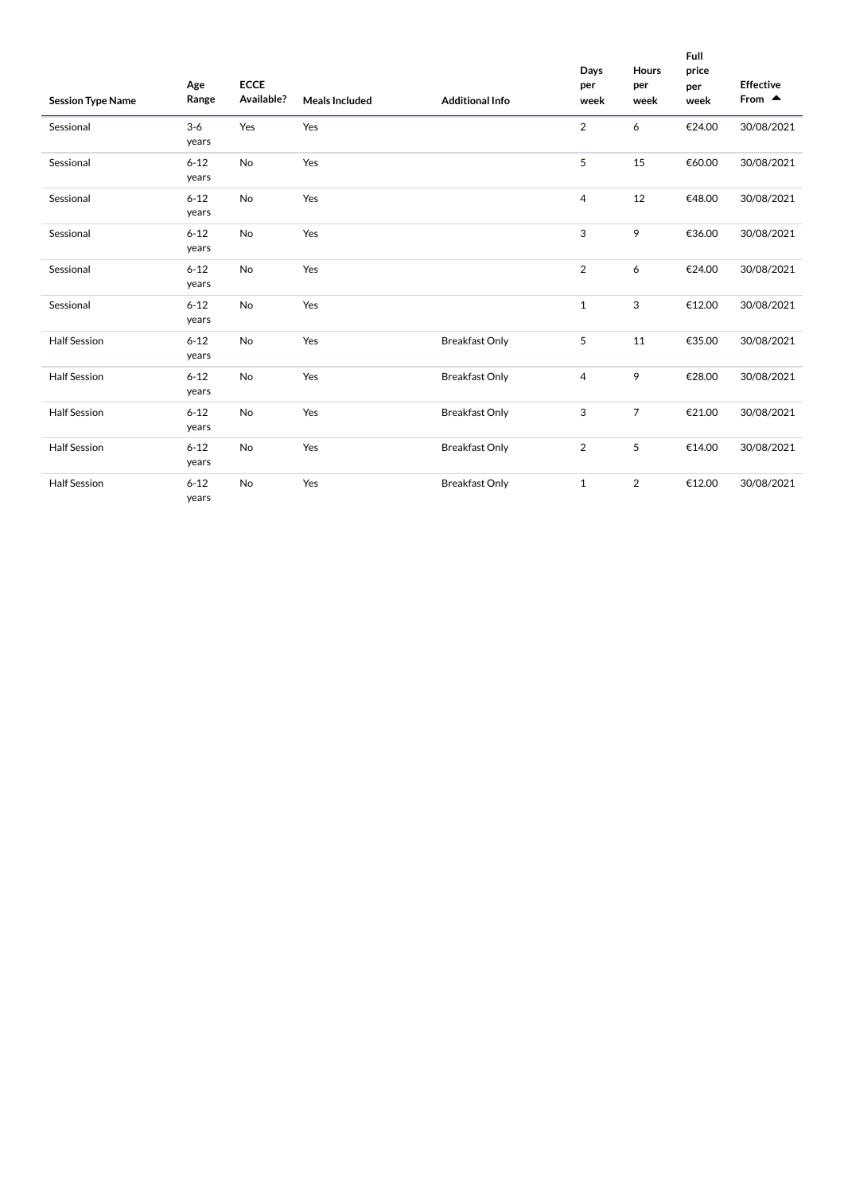| Session Type Name | Age Range | ECCE Available? | Meals Included | Additional Info | Days per week | Hours per week | Full price per week | Effective From ▲ |
|---|---|---|---|---|---|---|---|---|
| Sessional | 3-6 years | Yes | Yes | | 2 | 6 | €24.00 | 30/08/2021 |
| Sessional | 6-12 years | No | Yes | | 5 | 15 | €60.00 | 30/08/2021 |
| Sessional | 6-12 years | No | Yes | | 4 | 12 | €48.00 | 30/08/2021 |
| Sessional | 6-12 years | No | Yes | | 3 | 9 | €36.00 | 30/08/2021 |
| Sessional | 6-12 years | No | Yes | | 2 | 6 | €24.00 | 30/08/2021 |
| Sessional | 6-12 years | No | Yes | | 1 | 3 | €12.00 | 30/08/2021 |
| Half Session | 6-12 years | No | Yes | Breakfast Only | 5 | 11 | €35.00 | 30/08/2021 |
| Half Session | 6-12 years | No | Yes | Breakfast Only | 4 | 9 | €28.00 | 30/08/2021 |
| Half Session | 6-12 years | No | Yes | Breakfast Only | 3 | 7 | €21.00 | 30/08/2021 |
| Half Session | 6-12 years | No | Yes | Breakfast Only | 2 | 5 | €14.00 | 30/08/2021 |
| Half Session | 6-12 years | No | Yes | Breakfast Only | 1 | 2 | €12.00 | 30/08/2021 |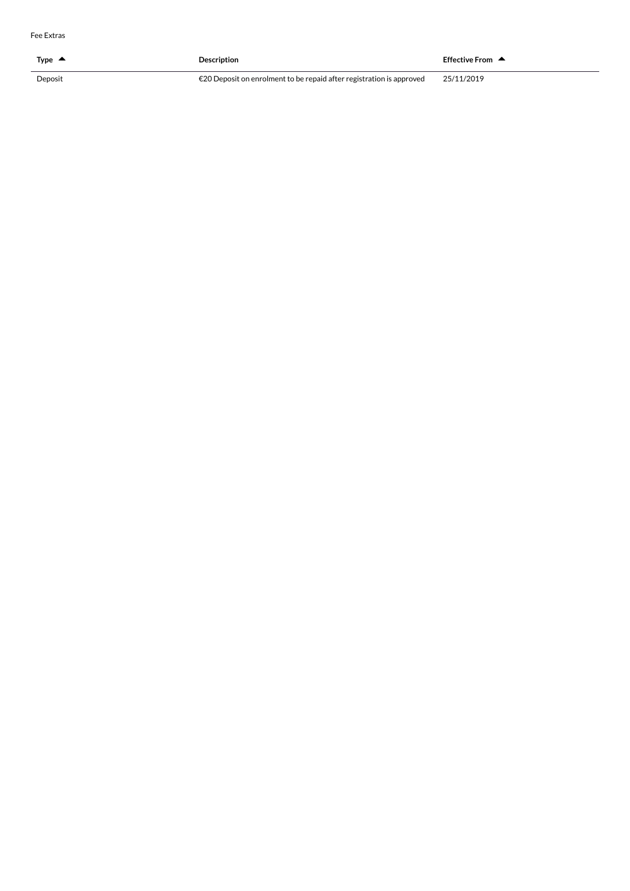Fee Extras

| Type | Description | Effective From |
|---|---|---|
| Deposit | €20 Deposit on enrolment to be repaid after registration is approved | 25/11/2019 |